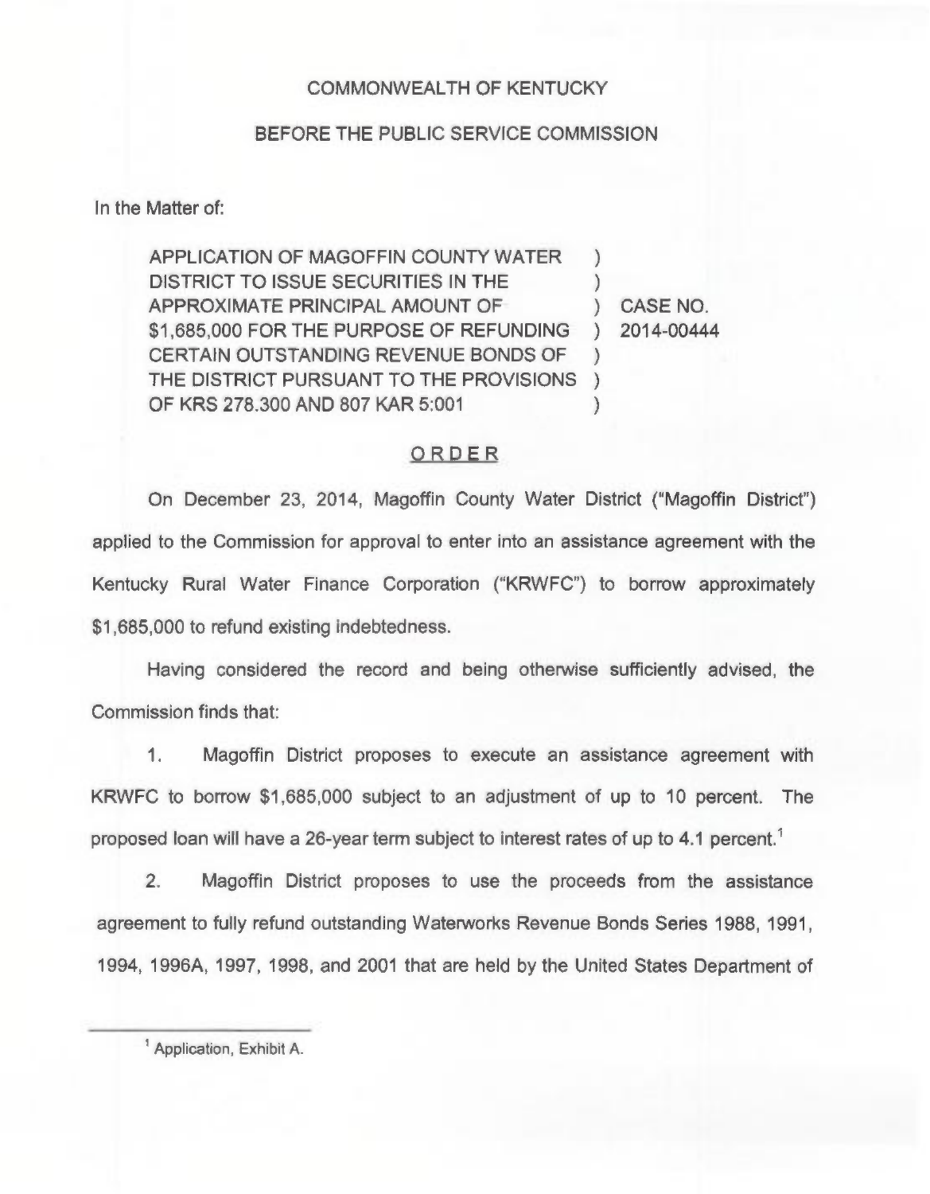COMMONWEALTH OF KENTUCKY

BEFORE THE PUBLIC SERVICE COMMISSION

In the Matter of:

| | | |
|---|---|---|
| APPLICATION OF MAGOFFIN COUNTY WATER DISTRICT TO ISSUE SECURITIES IN THE APPROXIMATE PRINCIPAL AMOUNT OF $1,685,000 FOR THE PURPOSE OF REFUNDING CERTAIN OUTSTANDING REVENUE BONDS OF THE DISTRICT PURSUANT TO THE PROVISIONS OF KRS 278.300 AND 807 KAR 5:001 | ) | CASE NO. 2014-00444 |

## ORDER

On December 23, 2014, Magoffin County Water District ("Magoffin District") applied to the Commission for approval to enter into an assistance agreement with the Kentucky Rural Water Finance Corporation ("KRWFC") to borrow approximately $1,685,000 to refund existing indebtedness.

Having considered the record and being otherwise sufficiently advised, the Commission finds that:

1. Magoffin District proposes to execute an assistance agreement with KRWFC to borrow $1,685,000 subject to an adjustment of up to 10 percent. The proposed loan will have a 26-year term subject to interest rates of up to 4.1 percent.[1]

2. Magoffin District proposes to use the proceeds from the assistance agreement to fully refund outstanding Waterworks Revenue Bonds Series 1988, 1991, 1994, 1996A, 1997, 1998, and 2001 that are held by the United States Department of

---

[1] Application, Exhibit A.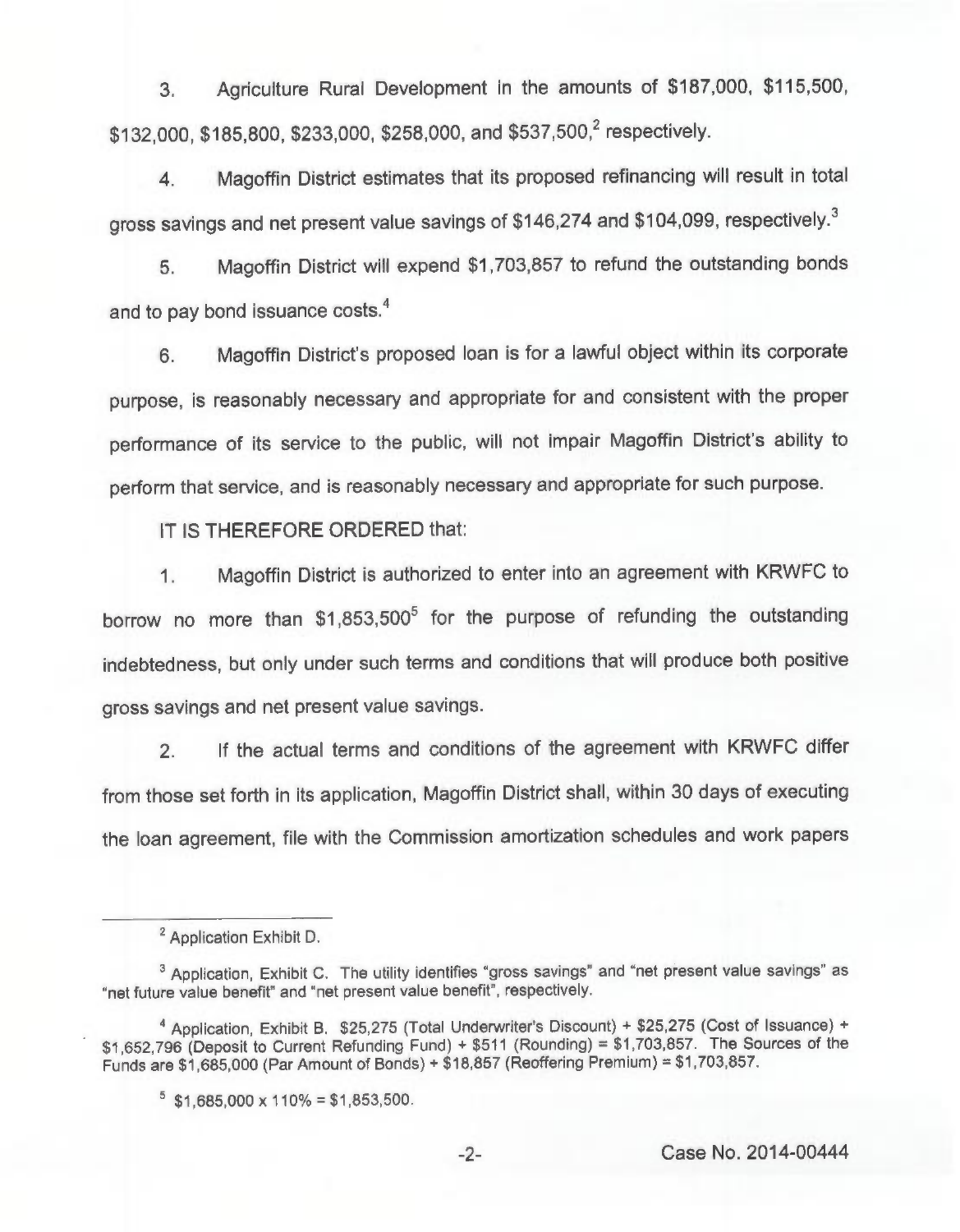3. Agriculture Rural Development in the amounts of $187,000, $115,500, $132,000, $185,800, $233,000, $258,000, and $537,500,[2] respectively.

4. Magoffin District estimates that its proposed refinancing will result in total gross savings and net present value savings of $146,274 and $104,099, respectively.[3]

5. Magoffin District will expend $1,703,857 to refund the outstanding bonds and to pay bond issuance costs.[4]

6. Magoffin District's proposed loan is for a lawful object within its corporate purpose, is reasonably necessary and appropriate for and consistent with the proper performance of its service to the public, will not impair Magoffin District's ability to perform that service, and is reasonably necessary and appropriate for such purpose.

IT IS THEREFORE ORDERED that:

1. Magoffin District is authorized to enter into an agreement with KRWFC to borrow no more than $1,853,500[5] for the purpose of refunding the outstanding indebtedness, but only under such terms and conditions that will produce both positive gross savings and net present value savings.

2. If the actual terms and conditions of the agreement with KRWFC differ from those set forth in its application, Magoffin District shall, within 30 days of executing the loan agreement, file with the Commission amortization schedules and work papers

---

[2] Application Exhibit D.

[3] Application, Exhibit C. The utility identifies "gross savings" and "net present value savings" as "net future value benefit" and "net present value benefit", respectively.

[4] Application, Exhibit B. $25,275 (Total Underwriter's Discount) + $25,275 (Cost of Issuance) + $1,652,796 (Deposit to Current Refunding Fund) + $511 (Rounding) = $1,703,857. The Sources of the Funds are $1,685,000 (Par Amount of Bonds) + $18,857 (Reoffering Premium) = $1,703,857.

[5] $1,685,000 x 110% = $1,853,500.

Case No. 2014-00444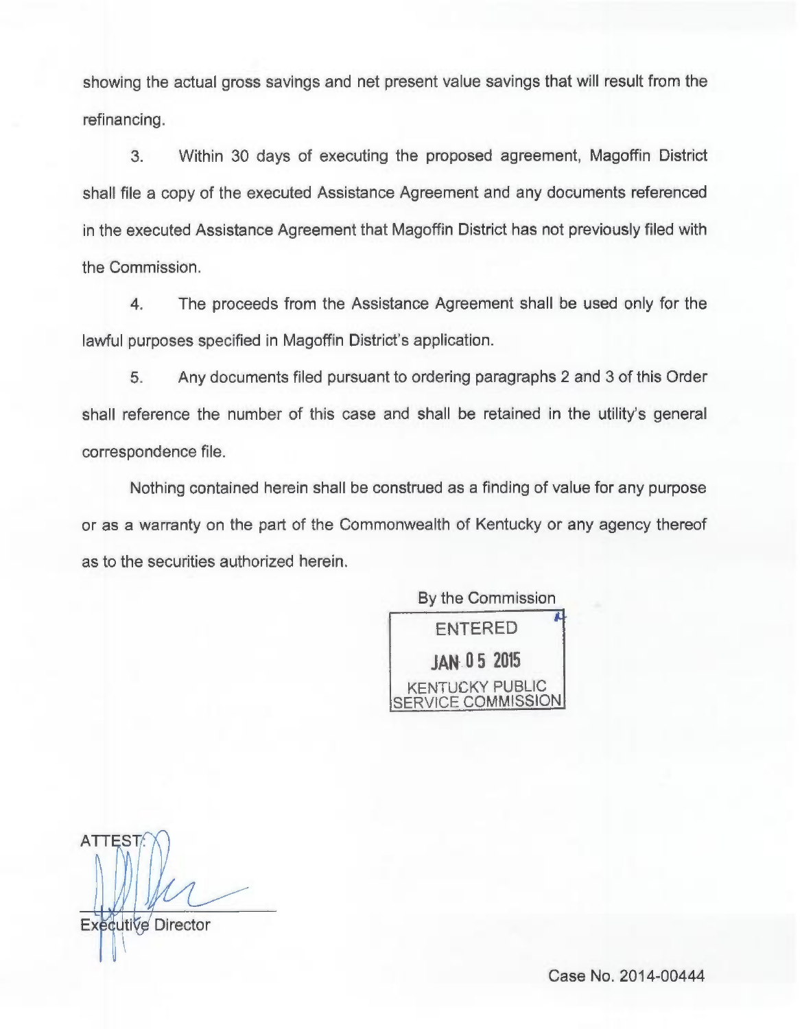showing the actual gross savings and net present value savings that will result from the refinancing.

3. Within 30 days of executing the proposed agreement, Magoffin District shall file a copy of the executed Assistance Agreement and any documents referenced in the executed Assistance Agreement that Magoffin District has not previously filed with the Commission.

4. The proceeds from the Assistance Agreement shall be used only for the lawful purposes specified in Magoffin District's application.

5. Any documents filed pursuant to ordering paragraphs 2 and 3 of this Order shall reference the number of this case and shall be retained in the utility's general correspondence file.

Nothing contained herein shall be construed as a finding of value for any purpose or as a warranty on the part of the Commonwealth of Kentucky or any agency thereof as to the securities authorized herein.

By the Commission

ENTERED

JAN 05 2015

KENTUCKY PUBLIC SERVICE COMMISSION

ATTEST:

Executive Director

Case No. 2014-00444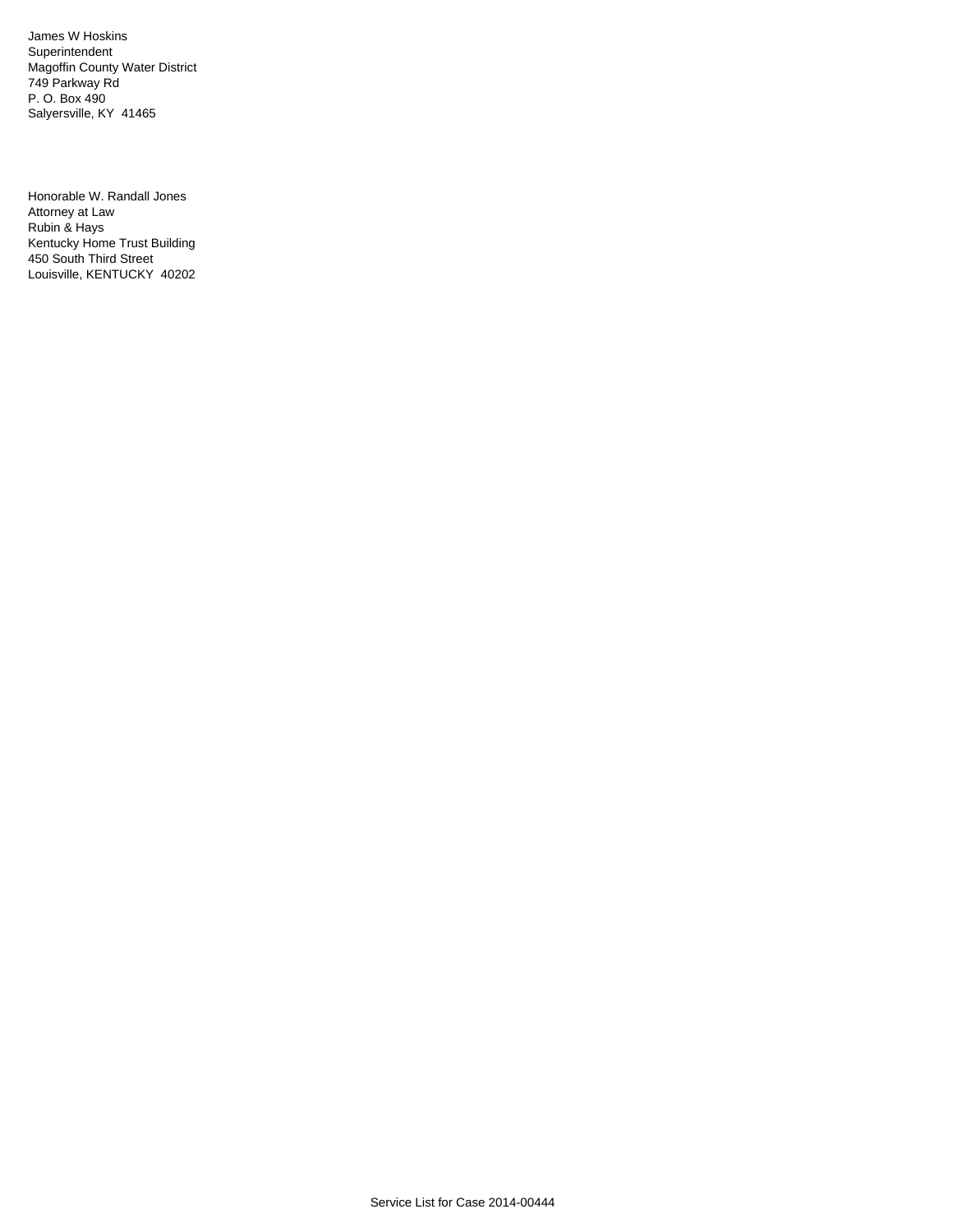James W Hoskins
Superintendent
Magoffin County Water District
749 Parkway Rd
P. O. Box 490
Salyersville, KY 41465

Honorable W. Randall Jones
Attorney at Law
Rubin & Hays
Kentucky Home Trust Building
450 South Third Street
Louisville, KENTUCKY 40202

Service List for Case 2014-00444